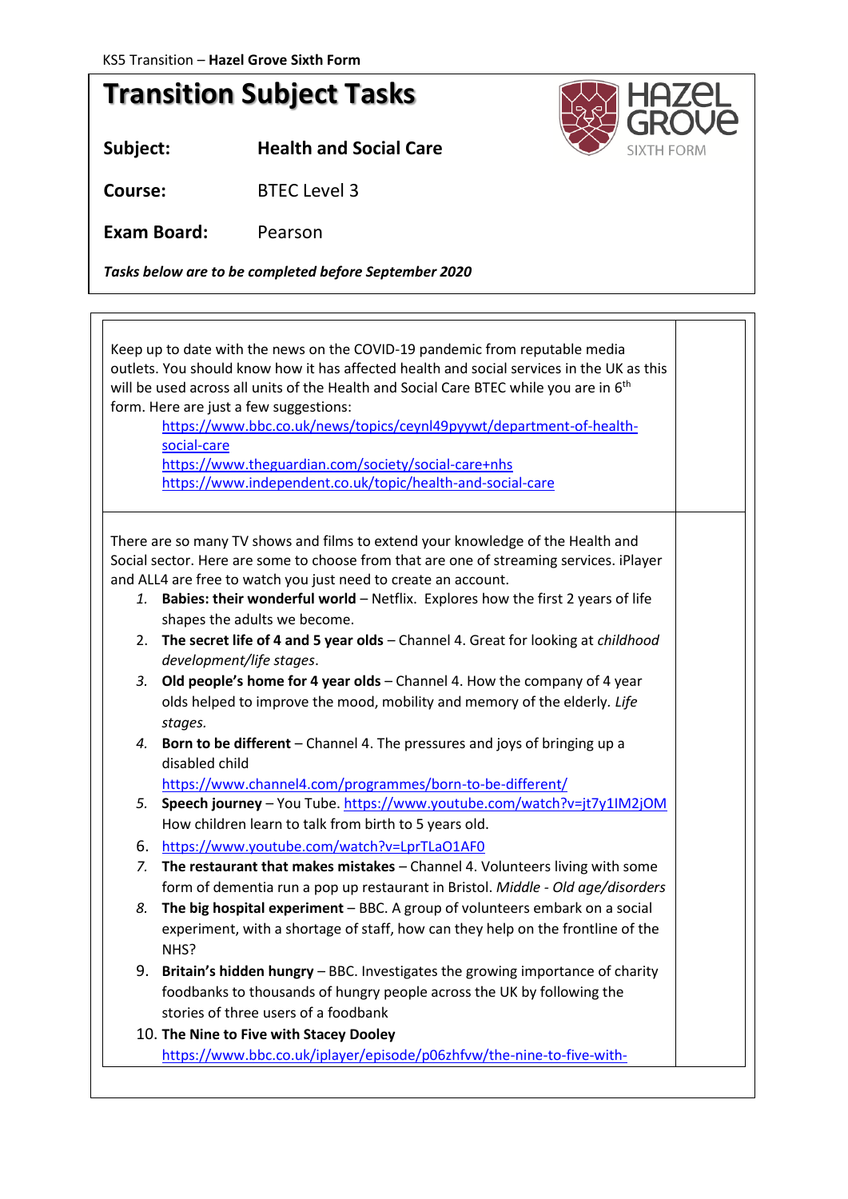KS5 Transition – **Hazel Grove Sixth Form**

# Transition Subject Tasks

**Subject:** **Health and Social Care**

**Course:** BTEC Level 3

**Exam Board:** Pearson

***Tasks below are to be completed before September 2020***

---

Keep up to date with the news on the COVID-19 pandemic from reputable media outlets. You should know how it has affected health and social services in the UK as this will be used across all units of the Health and Social Care BTEC while you are in 6th form. Here are just a few suggestions:

- https://www.bbc.co.uk/news/topics/ceynl49pyywt/department-of-health-social-care
- https://www.theguardian.com/society/social-care+nhs
- https://www.independent.co.uk/topic/health-and-social-care

---

There are so many TV shows and films to extend your knowledge of the Health and Social sector. Here are some to choose from that are one of streaming services. iPlayer and ALL4 are free to watch you just need to create an account.

1. **Babies: their wonderful world** – Netflix. Explores how the first 2 years of life shapes the adults we become.
2. **The secret life of 4 and 5 year olds** – Channel 4. Great for looking at *childhood development/life stages*.
3. **Old people's home for 4 year olds** – Channel 4. How the company of 4 year olds helped to improve the mood, mobility and memory of the elderly. *Life stages.*
4. **Born to be different** – Channel 4. The pressures and joys of bringing up a disabled child https://www.channel4.com/programmes/born-to-be-different/
5. **Speech journey** – You Tube. https://www.youtube.com/watch?v=jt7y1IM2jOM How children learn to talk from birth to 5 years old.
6. https://www.youtube.com/watch?v=LprTLaO1AF0
7. **The restaurant that makes mistakes** – Channel 4. Volunteers living with some form of dementia run a pop up restaurant in Bristol. *Middle - Old age/disorders*
8. **The big hospital experiment** – BBC. A group of volunteers embark on a social experiment, with a shortage of staff, how can they help on the frontline of the NHS?
9. **Britain's hidden hungry** – BBC. Investigates the growing importance of charity foodbanks to thousands of hungry people across the UK by following the stories of three users of a foodbank
10. **The Nine to Five with Stacey Dooley** https://www.bbc.co.uk/iplayer/episode/p06zhfvw/the-nine-to-five-with-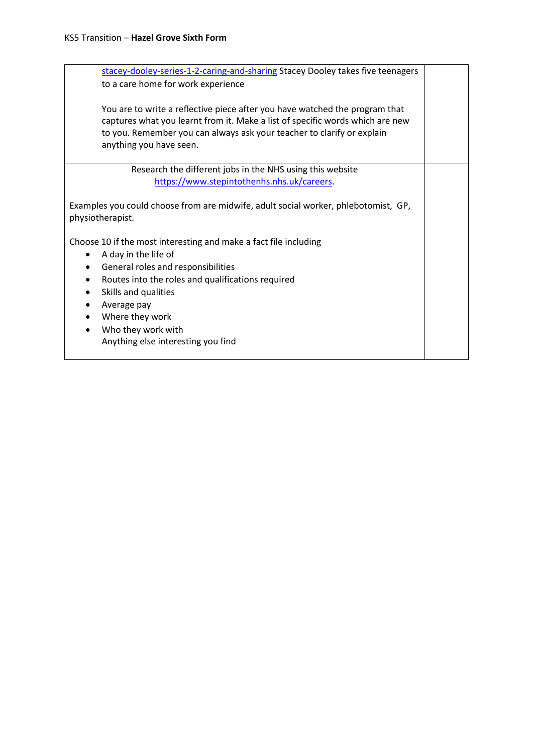| | |
|---|---|
| stacey-dooley-series-1-2-caring-and-sharing Stacey Dooley takes five teenagers to a care home for work experience<br><br>You are to write a reflective piece after you have watched the program that captures what you learnt from it. Make a list of specific words which are new to you. Remember you can always ask your teacher to clarify or explain anything you have seen. | |
| Research the different jobs in the NHS using this website https://www.stepintothenhs.nhs.uk/careers.<br><br>Examples you could choose from are midwife, adult social worker, phlebotomist, GP, physiotherapist.<br><br>Choose 10 if the most interesting and make a fact file including<br>• A day in the life of<br>• General roles and responsibilities<br>• Routes into the roles and qualifications required<br>• Skills and qualities<br>• Average pay<br>• Where they work<br>• Who they work with<br>Anything else interesting you find | |